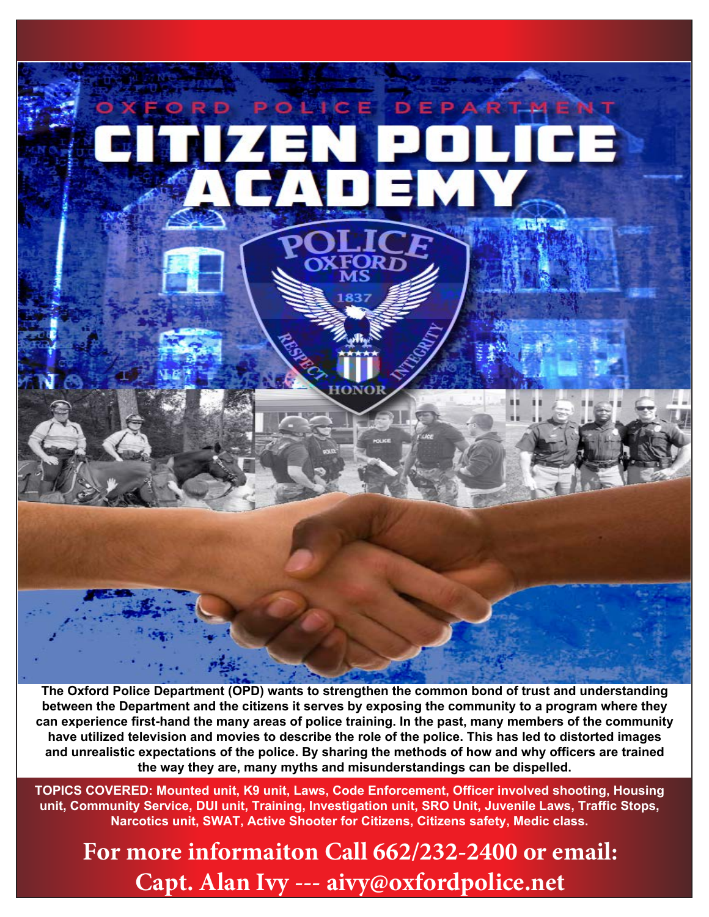OXFORD POLICE DEPARTMENT

# CITIZEN POLICE ACADEMY

**The Oxford Police Department (OPD) wants to strengthen the common bond of trust and understanding between the Department and the citizens it serves by exposing the community to a program where they can experience first-hand the many areas of police training. In the past, many members of the community have utilized television and movies to describe the role of the police. This has led to distorted images and unrealistic expectations of the police. By sharing the methods of how and why officers are trained the way they are, many myths and misunderstandings can be dispelled.**

**TOPICS COVERED: Mounted unit, K9 unit, Laws, Code Enforcement, Officer involved shooting, Housing unit, Community Service, DUI unit, Training, Investigation unit, SRO Unit, Juvenile Laws, Traffic Stops, Narcotics unit, SWAT, Active Shooter for Citizens, Citizens safety, Medic class.**

**For more informaiton Call 662/232-2400 or email:**
**Capt. Alan Ivy --- aivy@oxfordpolice.net**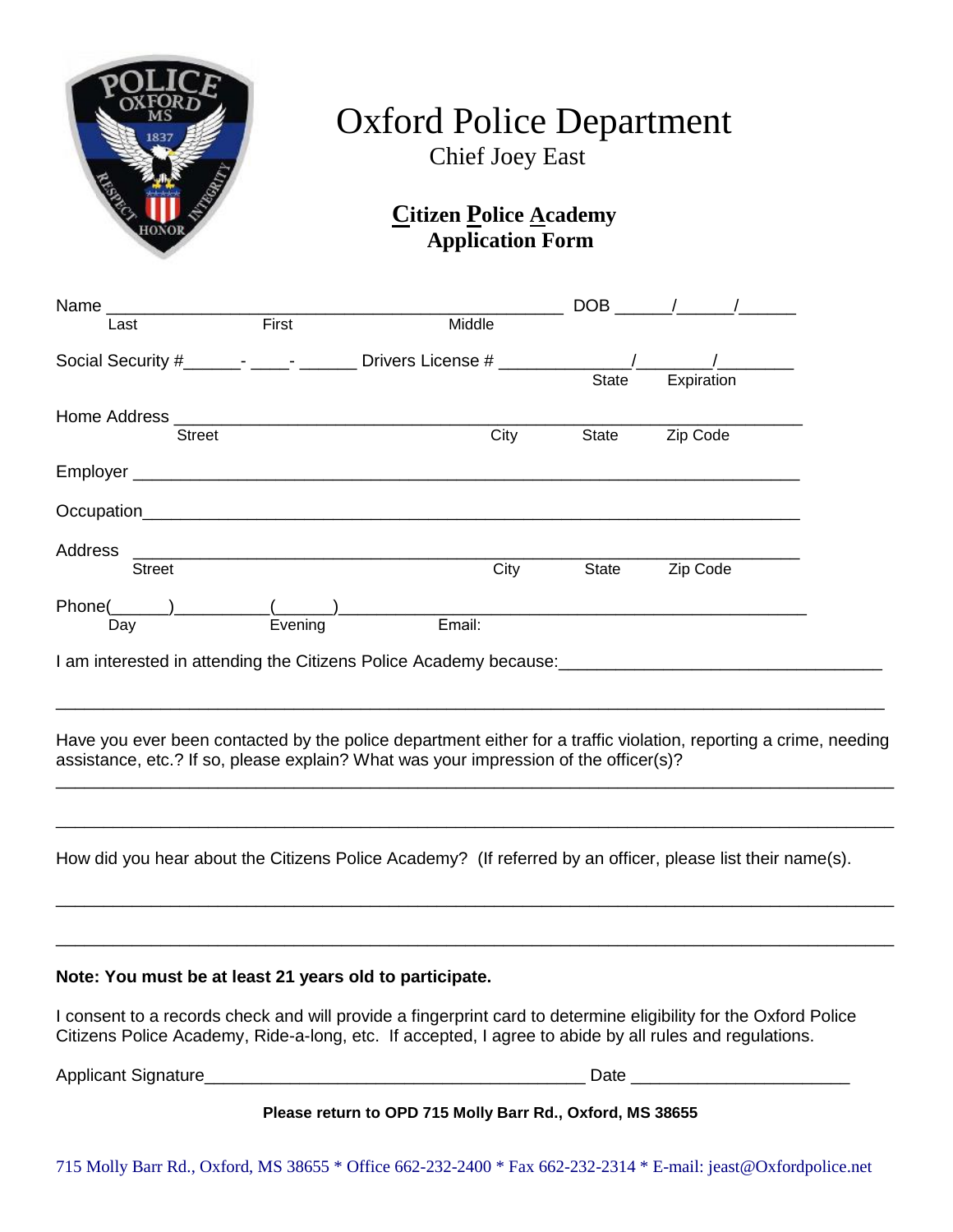# Oxford Police Department

Chief Joey East

## Citizen Police Academy Application Form

Name ______________________________________________ DOB ______/______/______
Last First Middle

Social Security #______- ____- ______ Drivers License # _____________/________/________
State Expiration

Home Address ____________________________________________________________
Street City State Zip Code

Employer ________________________________________________________________

Occupation_______________________________________________________________

Address ________________________________________________________________
Street City State Zip Code

Phone(______)__________(______)____________________________________________
Day Evening Email:

I am interested in attending the Citizens Police Academy because:_____________________________

_______________________________________________________________________________

Have you ever been contacted by the police department either for a traffic violation, reporting a crime, needing assistance, etc.? If so, please explain? What was your impression of the officer(s)?

_______________________________________________________________________________

_______________________________________________________________________________

How did you hear about the Citizens Police Academy? (If referred by an officer, please list their name(s).

_______________________________________________________________________________

_______________________________________________________________________________

**Note: You must be at least 21 years old to participate.**

I consent to a records check and will provide a fingerprint card to determine eligibility for the Oxford Police Citizens Police Academy, Ride-a-long, etc. If accepted, I agree to abide by all rules and regulations.

Applicant Signature_________________________________________ Date ______________________

**Please return to OPD 715 Molly Barr Rd., Oxford, MS 38655**

715 Molly Barr Rd., Oxford, MS 38655 * Office 662-232-2400 * Fax 662-232-2314 * E-mail: jeast@Oxfordpolice.net